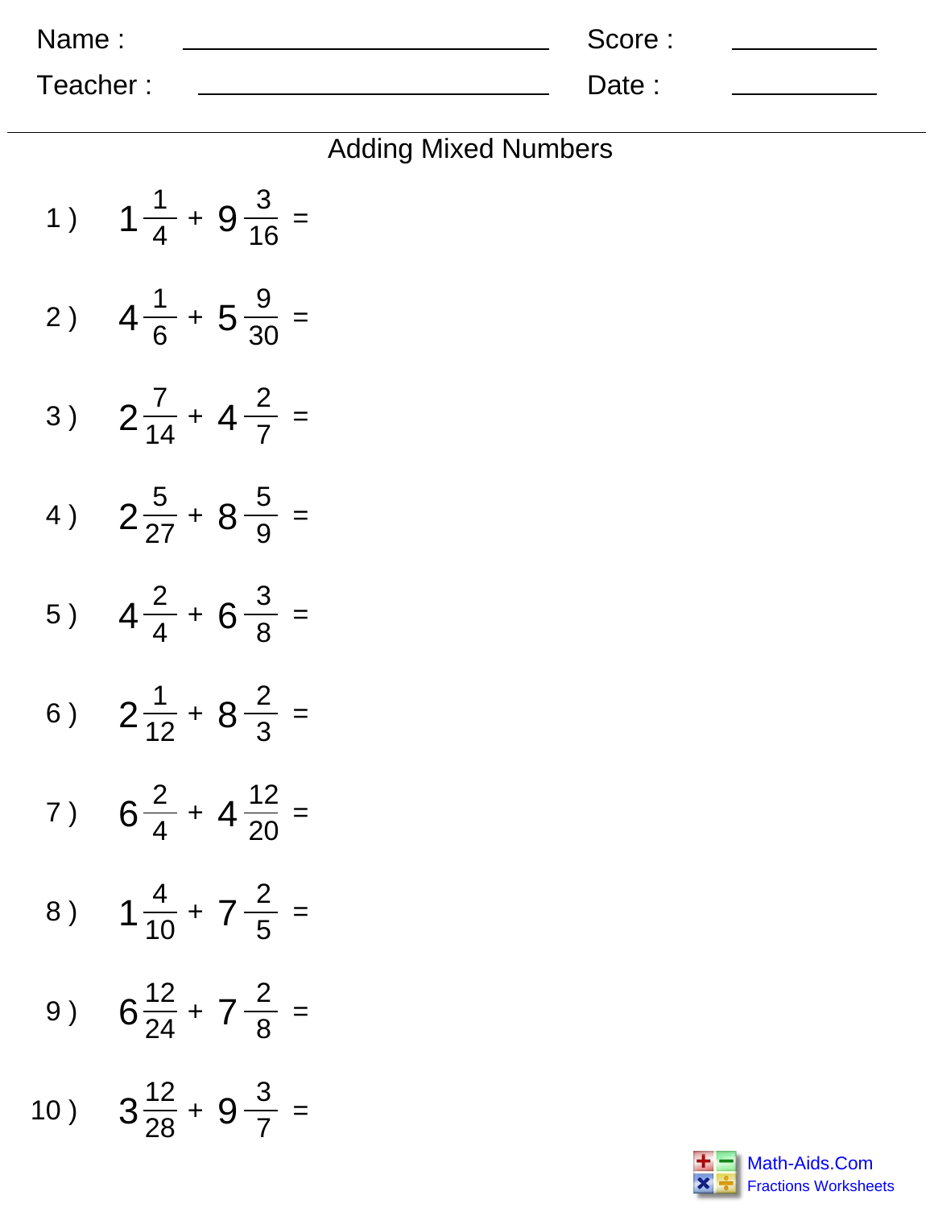Name : ______________________________ Score : __________

Teacher : ______________________________ Date : __________

## Adding Mixed Numbers

1 ) $1\frac{1}{4} + 9\frac{3}{16} =$

2 ) $4\frac{1}{6} + 5\frac{9}{30} =$

3 ) $2\frac{7}{14} + 4\frac{2}{7} =$

4 ) $2\frac{5}{27} + 8\frac{5}{9} =$

5 ) $4\frac{2}{4} + 6\frac{3}{8} =$

6 ) $2\frac{1}{12} + 8\frac{2}{3} =$

7 ) $6\frac{2}{4} + 4\frac{12}{20} =$

8 ) $1\frac{4}{10} + 7\frac{2}{5} =$

9 ) $6\frac{12}{24} + 7\frac{2}{8} =$

10 ) $3\frac{12}{28} + 9\frac{3}{7} =$

Math-Aids.Com
Fractions Worksheets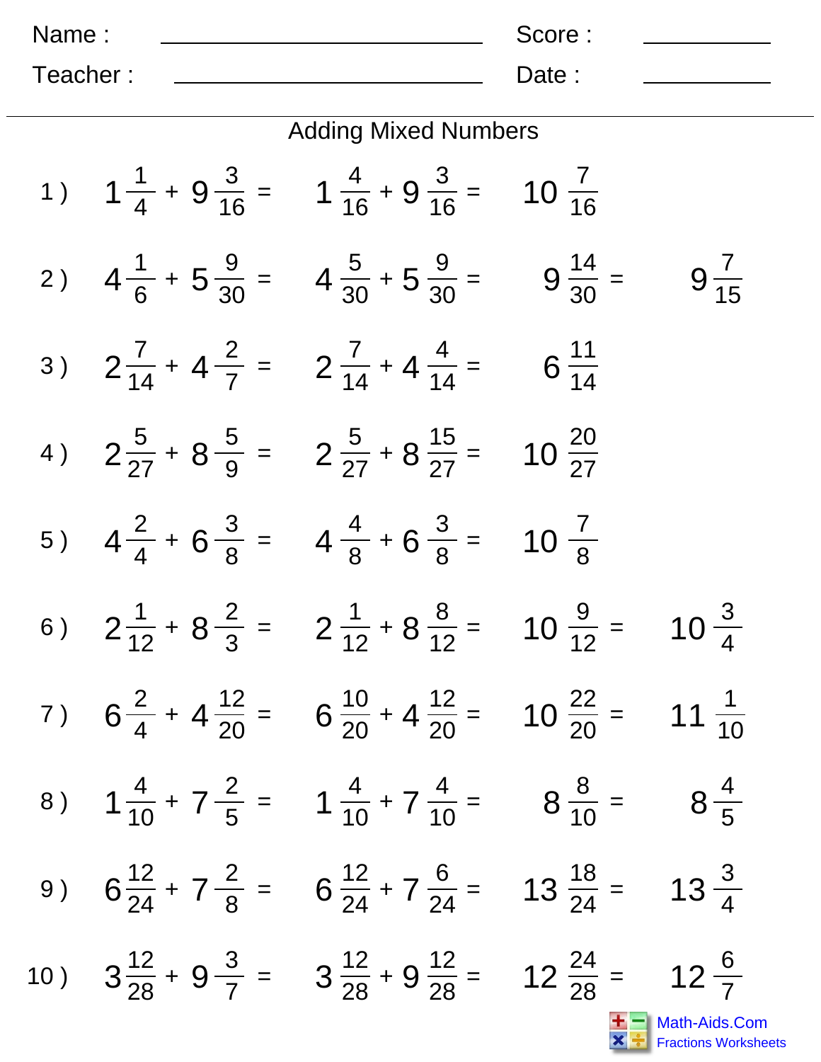Name : ______________________  Score : __________

Teacher : ______________________  Date : __________

## Adding Mixed Numbers

1) $1\frac{1}{4} + 9\frac{3}{16} = \quad 1\frac{4}{16} + 9\frac{3}{16} = \quad 10\frac{7}{16}$

2) $4\frac{1}{6} + 5\frac{9}{30} = \quad 4\frac{5}{30} + 5\frac{9}{30} = \quad 9\frac{14}{30} = \quad 9\frac{7}{15}$

3) $2\frac{7}{14} + 4\frac{2}{7} = \quad 2\frac{7}{14} + 4\frac{4}{14} = \quad 6\frac{11}{14}$

4) $2\frac{5}{27} + 8\frac{5}{9} = \quad 2\frac{5}{27} + 8\frac{15}{27} = \quad 10\frac{20}{27}$

5) $4\frac{2}{4} + 6\frac{3}{8} = \quad 4\frac{4}{8} + 6\frac{3}{8} = \quad 10\frac{7}{8}$

6) $2\frac{1}{12} + 8\frac{2}{3} = \quad 2\frac{1}{12} + 8\frac{8}{12} = \quad 10\frac{9}{12} = \quad 10\frac{3}{4}$

7) $6\frac{2}{4} + 4\frac{12}{20} = \quad 6\frac{10}{20} + 4\frac{12}{20} = \quad 10\frac{22}{20} = \quad 11\frac{1}{10}$

8) $1\frac{4}{10} + 7\frac{2}{5} = \quad 1\frac{4}{10} + 7\frac{4}{10} = \quad 8\frac{8}{10} = \quad 8\frac{4}{5}$

9) $6\frac{12}{24} + 7\frac{2}{8} = \quad 6\frac{12}{24} + 7\frac{6}{24} = \quad 13\frac{18}{24} = \quad 13\frac{3}{4}$

10) $3\frac{12}{28} + 9\frac{3}{7} = \quad 3\frac{12}{28} + 9\frac{12}{28} = \quad 12\frac{24}{28} = \quad 12\frac{6}{7}$

Math-Aids.Com
Fractions Worksheets